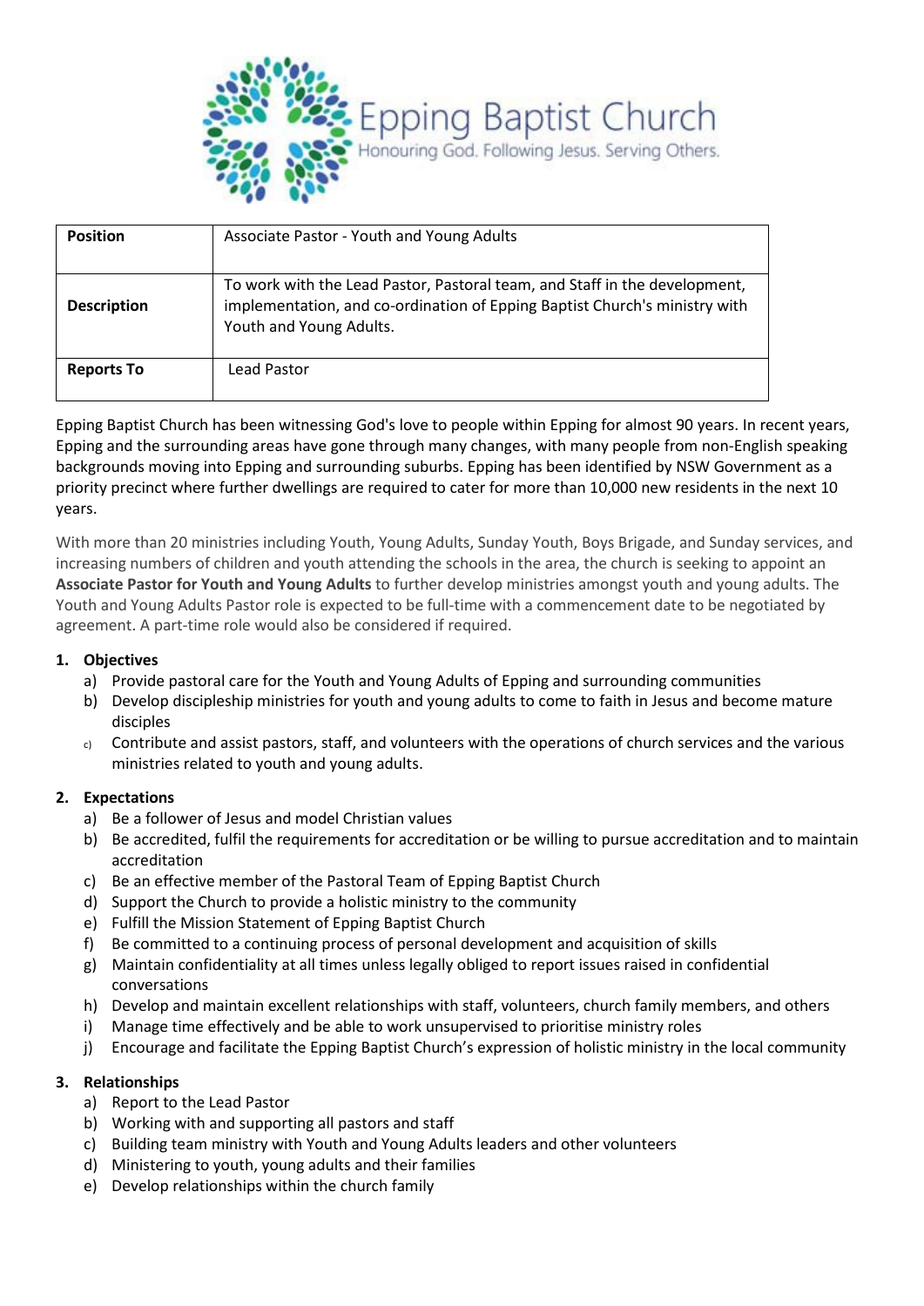# Epping Baptist Church

Honouring God. Following Jesus. Serving Others.

| **Position** | Associate Pastor - Youth and Young Adults |
| --- | --- |
| **Description** | To work with the Lead Pastor, Pastoral team, and Staff in the development, implementation, and co-ordination of Epping Baptist Church's ministry with Youth and Young Adults. |
| **Reports To** | Lead Pastor |

Epping Baptist Church has been witnessing God's love to people within Epping for almost 90 years. In recent years, Epping and the surrounding areas have gone through many changes, with many people from non-English speaking backgrounds moving into Epping and surrounding suburbs. Epping has been identified by NSW Government as a priority precinct where further dwellings are required to cater for more than 10,000 new residents in the next 10 years.

With more than 20 ministries including Youth, Young Adults, Sunday Youth, Boys Brigade, and Sunday services, and increasing numbers of children and youth attending the schools in the area, the church is seeking to appoint an **Associate Pastor for Youth and Young Adults** to further develop ministries amongst youth and young adults. The Youth and Young Adults Pastor role is expected to be full-time with a commencement date to be negotiated by agreement. A part-time role would also be considered if required.

## 1. Objectives

a) Provide pastoral care for the Youth and Young Adults of Epping and surrounding communities
b) Develop discipleship ministries for youth and young adults to come to faith in Jesus and become mature disciples
c) Contribute and assist pastors, staff, and volunteers with the operations of church services and the various ministries related to youth and young adults.

## 2. Expectations

a) Be a follower of Jesus and model Christian values
b) Be accredited, fulfil the requirements for accreditation or be willing to pursue accreditation and to maintain accreditation
c) Be an effective member of the Pastoral Team of Epping Baptist Church
d) Support the Church to provide a holistic ministry to the community
e) Fulfill the Mission Statement of Epping Baptist Church
f) Be committed to a continuing process of personal development and acquisition of skills
g) Maintain confidentiality at all times unless legally obliged to report issues raised in confidential conversations
h) Develop and maintain excellent relationships with staff, volunteers, church family members, and others
i) Manage time effectively and be able to work unsupervised to prioritise ministry roles
j) Encourage and facilitate the Epping Baptist Church's expression of holistic ministry in the local community

## 3. Relationships

a) Report to the Lead Pastor
b) Working with and supporting all pastors and staff
c) Building team ministry with Youth and Young Adults leaders and other volunteers
d) Ministering to youth, young adults and their families
e) Develop relationships within the church family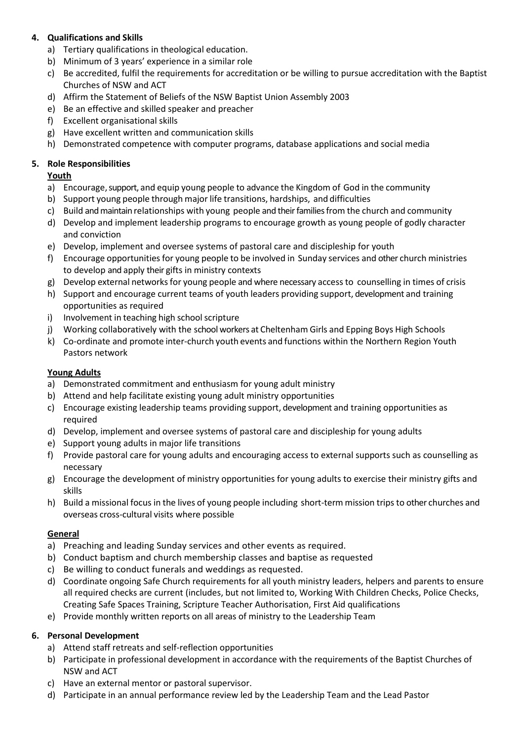**4. Qualifications and Skills**

a) Tertiary qualifications in theological education.
b) Minimum of 3 years' experience in a similar role
c) Be accredited, fulfil the requirements for accreditation or be willing to pursue accreditation with the Baptist Churches of NSW and ACT
d) Affirm the Statement of Beliefs of the NSW Baptist Union Assembly 2003
e) Be an effective and skilled speaker and preacher
f) Excellent organisational skills
g) Have excellent written and communication skills
h) Demonstrated competence with computer programs, database applications and social media

**5. Role Responsibilities**

**Youth**

a) Encourage, support, and equip young people to advance the Kingdom of God in the community
b) Support young people through major life transitions, hardships, and difficulties
c) Build and maintain relationships with young people and their families from the church and community
d) Develop and implement leadership programs to encourage growth as young people of godly character and conviction
e) Develop, implement and oversee systems of pastoral care and discipleship for youth
f) Encourage opportunities for young people to be involved in Sunday services and other church ministries to develop and apply their gifts in ministry contexts
g) Develop external networks for young people and where necessary access to counselling in times of crisis
h) Support and encourage current teams of youth leaders providing support, development and training opportunities as required
i) Involvement in teaching high school scripture
j) Working collaboratively with the school workers at Cheltenham Girls and Epping Boys High Schools
k) Co-ordinate and promote inter-church youth events and functions within the Northern Region Youth Pastors network

**Young Adults**

a) Demonstrated commitment and enthusiasm for young adult ministry
b) Attend and help facilitate existing young adult ministry opportunities
c) Encourage existing leadership teams providing support, development and training opportunities as required
d) Develop, implement and oversee systems of pastoral care and discipleship for young adults
e) Support young adults in major life transitions
f) Provide pastoral care for young adults and encouraging access to external supports such as counselling as necessary
g) Encourage the development of ministry opportunities for young adults to exercise their ministry gifts and skills
h) Build a missional focus in the lives of young people including short-term mission trips to other churches and overseas cross-cultural visits where possible

**General**

a) Preaching and leading Sunday services and other events as required.
b) Conduct baptism and church membership classes and baptise as requested
c) Be willing to conduct funerals and weddings as requested.
d) Coordinate ongoing Safe Church requirements for all youth ministry leaders, helpers and parents to ensure all required checks are current (includes, but not limited to, Working With Children Checks, Police Checks, Creating Safe Spaces Training, Scripture Teacher Authorisation, First Aid qualifications
e) Provide monthly written reports on all areas of ministry to the Leadership Team

**6. Personal Development**

a) Attend staff retreats and self-reflection opportunities
b) Participate in professional development in accordance with the requirements of the Baptist Churches of NSW and ACT
c) Have an external mentor or pastoral supervisor.
d) Participate in an annual performance review led by the Leadership Team and the Lead Pastor